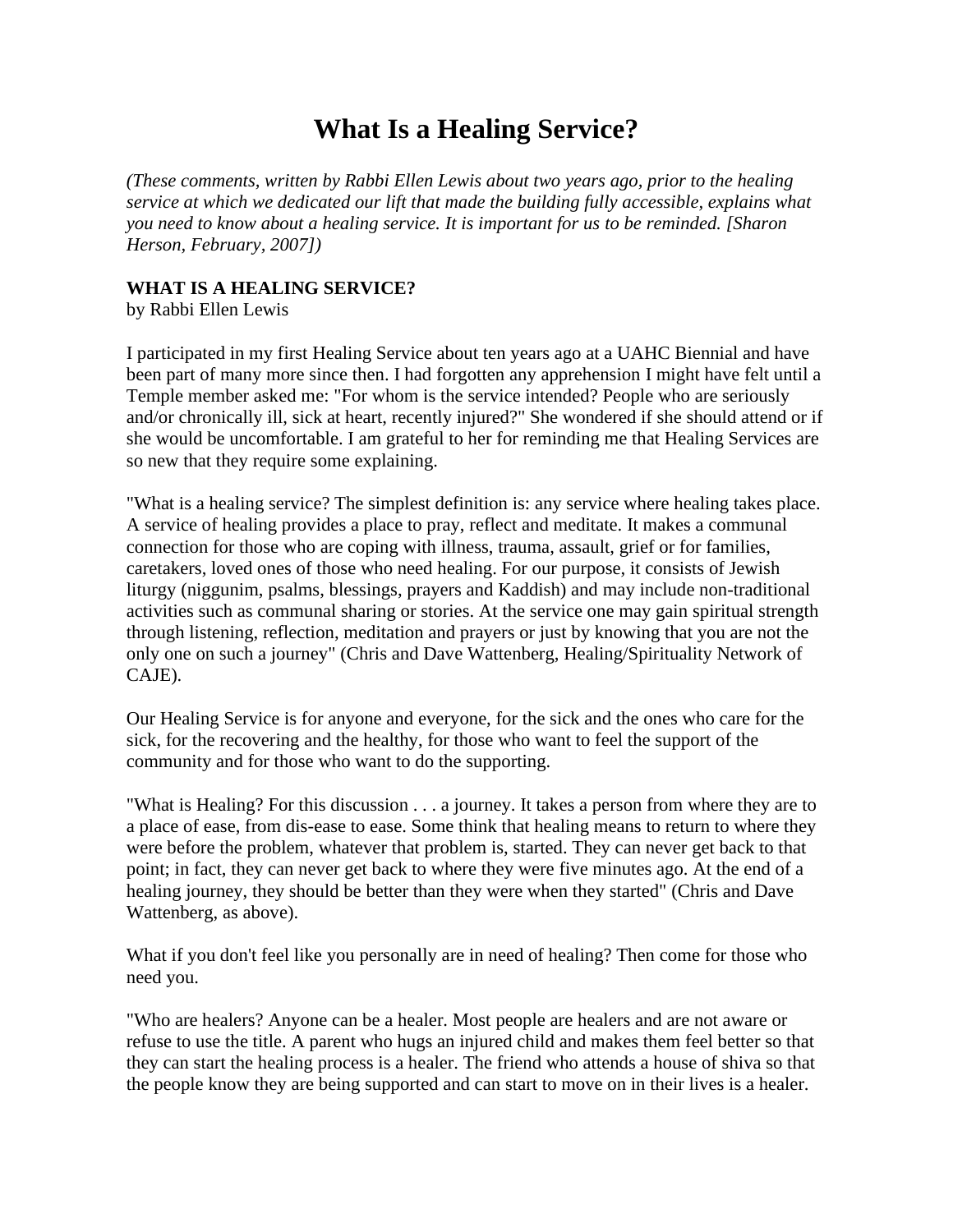# What Is a Healing Service?

*(These comments, written by Rabbi Ellen Lewis about two years ago, prior to the healing service at which we dedicated our lift that made the building fully accessible, explains what you need to know about a healing service. It is important for us to be reminded. [Sharon Herson, February, 2007])*

**WHAT IS A HEALING SERVICE?**
by Rabbi Ellen Lewis

I participated in my first Healing Service about ten years ago at a UAHC Biennial and have been part of many more since then. I had forgotten any apprehension I might have felt until a Temple member asked me: "For whom is the service intended? People who are seriously and/or chronically ill, sick at heart, recently injured?" She wondered if she should attend or if she would be uncomfortable. I am grateful to her for reminding me that Healing Services are so new that they require some explaining.

"What is a healing service? The simplest definition is: any service where healing takes place. A service of healing provides a place to pray, reflect and meditate. It makes a communal connection for those who are coping with illness, trauma, assault, grief or for families, caretakers, loved ones of those who need healing. For our purpose, it consists of Jewish liturgy (niggunim, psalms, blessings, prayers and Kaddish) and may include non-traditional activities such as communal sharing or stories. At the service one may gain spiritual strength through listening, reflection, meditation and prayers or just by knowing that you are not the only one on such a journey" (Chris and Dave Wattenberg, Healing/Spirituality Network of CAJE).

Our Healing Service is for anyone and everyone, for the sick and the ones who care for the sick, for the recovering and the healthy, for those who want to feel the support of the community and for those who want to do the supporting.

"What is Healing? For this discussion . . . a journey. It takes a person from where they are to a place of ease, from dis-ease to ease. Some think that healing means to return to where they were before the problem, whatever that problem is, started. They can never get back to that point; in fact, they can never get back to where they were five minutes ago. At the end of a healing journey, they should be better than they were when they started" (Chris and Dave Wattenberg, as above).

What if you don't feel like you personally are in need of healing? Then come for those who need you.

"Who are healers? Anyone can be a healer. Most people are healers and are not aware or refuse to use the title. A parent who hugs an injured child and makes them feel better so that they can start the healing process is a healer. The friend who attends a house of shiva so that the people know they are being supported and can start to move on in their lives is a healer.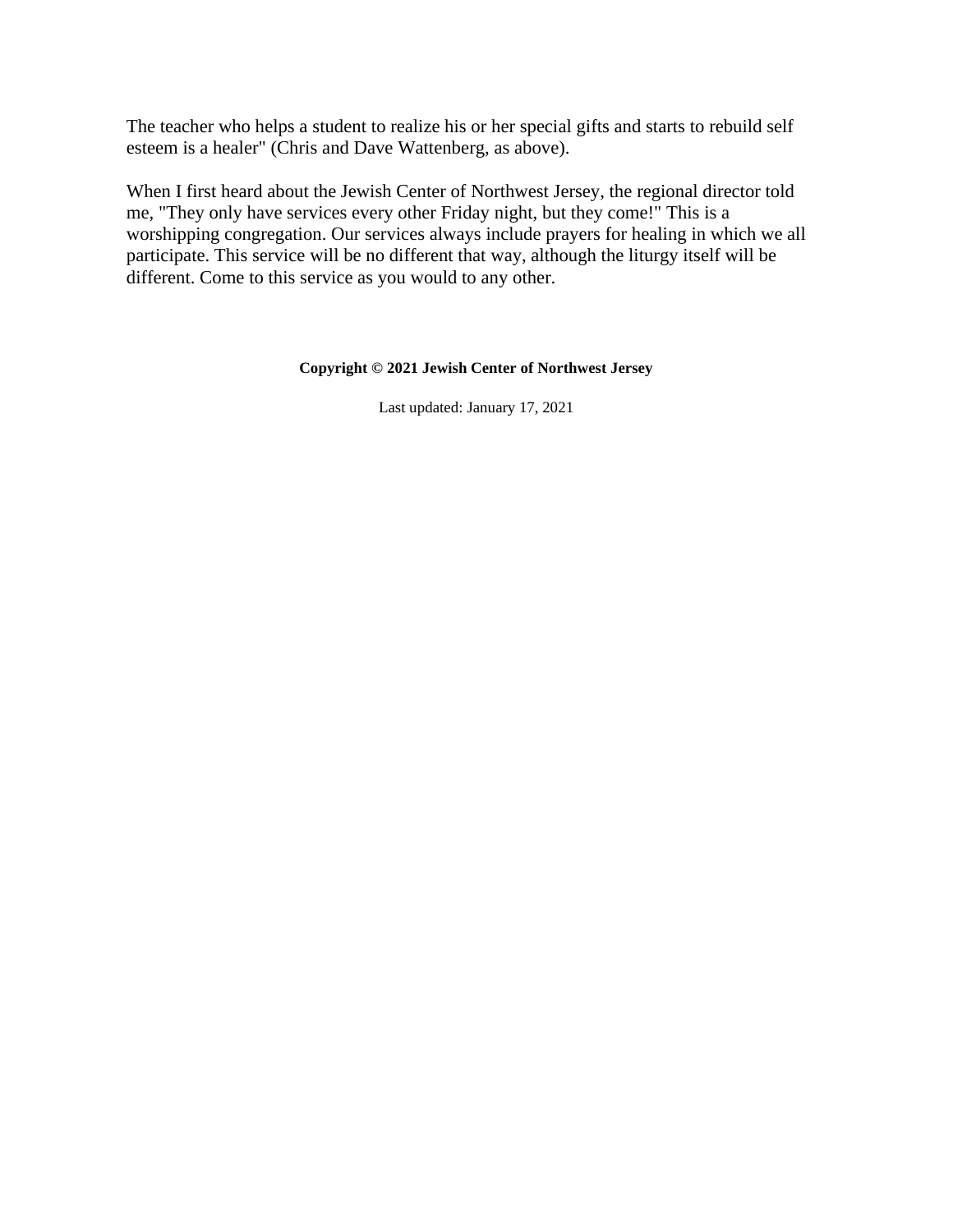The teacher who helps a student to realize his or her special gifts and starts to rebuild self esteem is a healer" (Chris and Dave Wattenberg, as above).

When I first heard about the Jewish Center of Northwest Jersey, the regional director told me, "They only have services every other Friday night, but they come!" This is a worshipping congregation. Our services always include prayers for healing in which we all participate. This service will be no different that way, although the liturgy itself will be different. Come to this service as you would to any other.

**Copyright © 2021 Jewish Center of Northwest Jersey**

Last updated: January 17, 2021